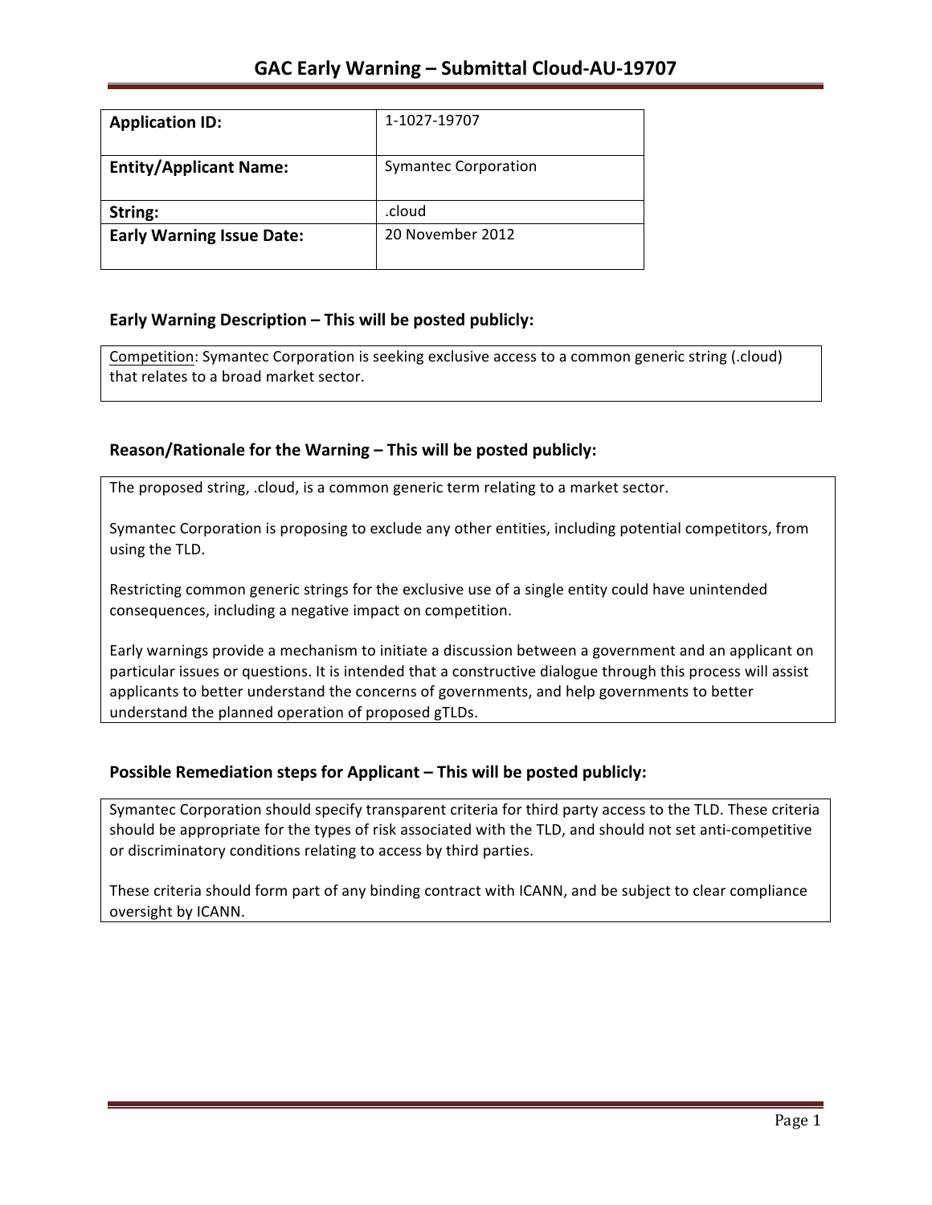# GAC Early Warning – Submittal Cloud-AU-19707

| **Application ID:** | 1-1027-19707 |
| --- | --- |
| **Entity/Applicant Name:** | Symantec Corporation |
| **String:** | .cloud |
| **Early Warning Issue Date:** | 20 November 2012 |

## Early Warning Description – This will be posted publicly:

Competition: Symantec Corporation is seeking exclusive access to a common generic string (.cloud) that relates to a broad market sector.

## Reason/Rationale for the Warning – This will be posted publicly:

The proposed string, .cloud, is a common generic term relating to a market sector.

Symantec Corporation is proposing to exclude any other entities, including potential competitors, from using the TLD.

Restricting common generic strings for the exclusive use of a single entity could have unintended consequences, including a negative impact on competition.

Early warnings provide a mechanism to initiate a discussion between a government and an applicant on particular issues or questions. It is intended that a constructive dialogue through this process will assist applicants to better understand the concerns of governments, and help governments to better understand the planned operation of proposed gTLDs.

## Possible Remediation steps for Applicant – This will be posted publicly:

Symantec Corporation should specify transparent criteria for third party access to the TLD. These criteria should be appropriate for the types of risk associated with the TLD, and should not set anti-competitive or discriminatory conditions relating to access by third parties.

These criteria should form part of any binding contract with ICANN, and be subject to clear compliance oversight by ICANN.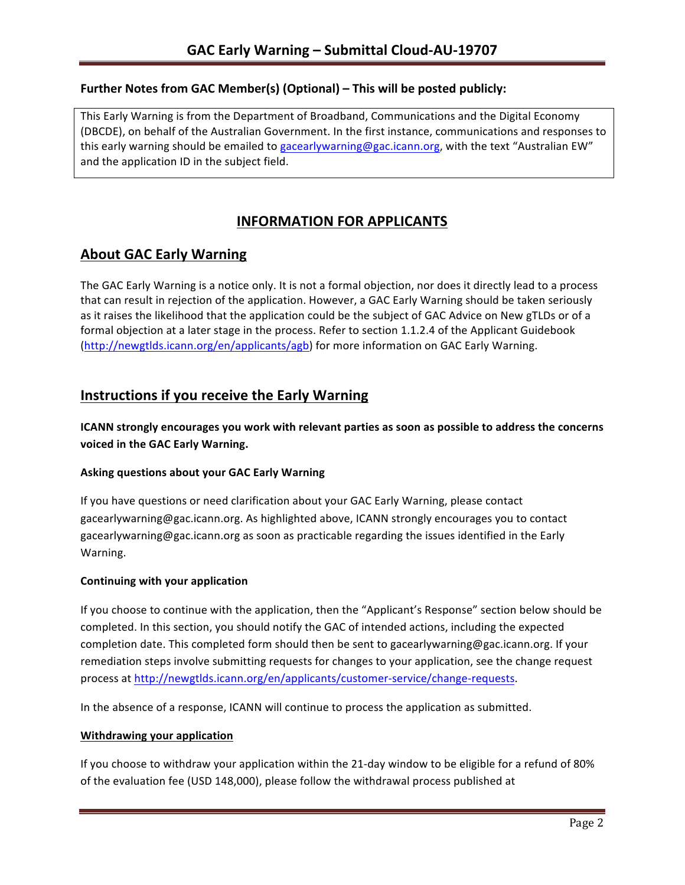## Further Notes from GAC Member(s) (Optional) – This will be posted publicly:

This Early Warning is from the Department of Broadband, Communications and the Digital Economy (DBCDE), on behalf of the Australian Government. In the first instance, communications and responses to this early warning should be emailed to gacearlywarning@gac.icann.org, with the text "Australian EW" and the application ID in the subject field.

# INFORMATION FOR APPLICANTS

## About GAC Early Warning

The GAC Early Warning is a notice only. It is not a formal objection, nor does it directly lead to a process that can result in rejection of the application. However, a GAC Early Warning should be taken seriously as it raises the likelihood that the application could be the subject of GAC Advice on New gTLDs or of a formal objection at a later stage in the process. Refer to section 1.1.2.4 of the Applicant Guidebook (http://newgtlds.icann.org/en/applicants/agb) for more information on GAC Early Warning.

## Instructions if you receive the Early Warning

**ICANN strongly encourages you work with relevant parties as soon as possible to address the concerns voiced in the GAC Early Warning.**

### Asking questions about your GAC Early Warning

If you have questions or need clarification about your GAC Early Warning, please contact gacearlywarning@gac.icann.org. As highlighted above, ICANN strongly encourages you to contact gacearlywarning@gac.icann.org as soon as practicable regarding the issues identified in the Early Warning.

### Continuing with your application

If you choose to continue with the application, then the "Applicant's Response" section below should be completed. In this section, you should notify the GAC of intended actions, including the expected completion date. This completed form should then be sent to gacearlywarning@gac.icann.org. If your remediation steps involve submitting requests for changes to your application, see the change request process at http://newgtlds.icann.org/en/applicants/customer-service/change-requests.

In the absence of a response, ICANN will continue to process the application as submitted.

### Withdrawing your application

If you choose to withdraw your application within the 21-day window to be eligible for a refund of 80% of the evaluation fee (USD 148,000), please follow the withdrawal process published at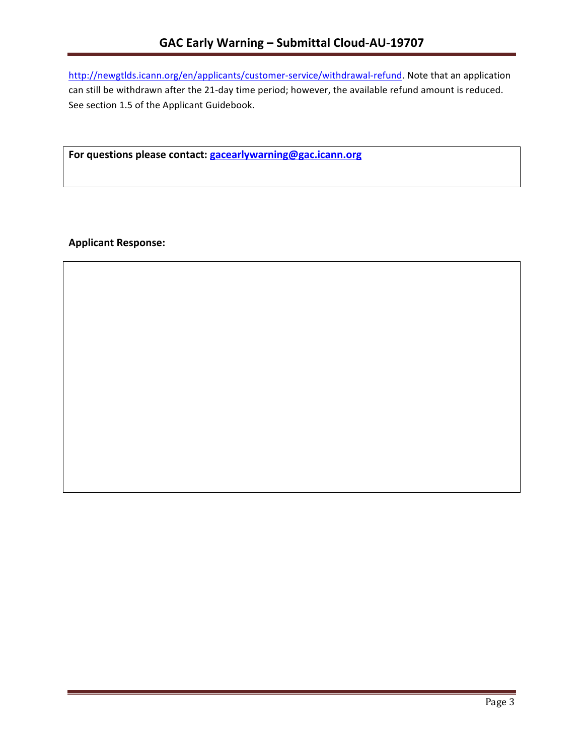http://newgtlds.icann.org/en/applicants/customer-service/withdrawal-refund. Note that an application can still be withdrawn after the 21-day time period; however, the available refund amount is reduced. See section 1.5 of the Applicant Guidebook.

**For questions please contact: gacearlywarning@gac.icann.org**

**Applicant Response:**